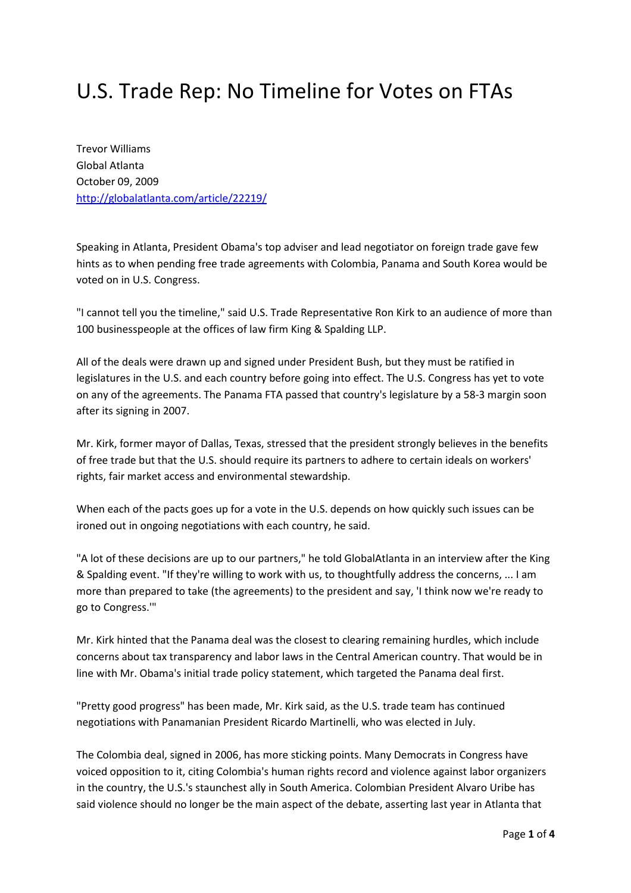# U.S. Trade Rep: No Timeline for Votes on FTAs

Trevor Williams
Global Atlanta
October 09, 2009
http://globalatlanta.com/article/22219/

Speaking in Atlanta, President Obama's top adviser and lead negotiator on foreign trade gave few hints as to when pending free trade agreements with Colombia, Panama and South Korea would be voted on in U.S. Congress.

"I cannot tell you the timeline," said U.S. Trade Representative Ron Kirk to an audience of more than 100 businesspeople at the offices of law firm King & Spalding LLP.

All of the deals were drawn up and signed under President Bush, but they must be ratified in legislatures in the U.S. and each country before going into effect. The U.S. Congress has yet to vote on any of the agreements. The Panama FTA passed that country's legislature by a 58-3 margin soon after its signing in 2007.

Mr. Kirk, former mayor of Dallas, Texas, stressed that the president strongly believes in the benefits of free trade but that the U.S. should require its partners to adhere to certain ideals on workers' rights, fair market access and environmental stewardship.

When each of the pacts goes up for a vote in the U.S. depends on how quickly such issues can be ironed out in ongoing negotiations with each country, he said.

"A lot of these decisions are up to our partners," he told GlobalAtlanta in an interview after the King & Spalding event. "If they're willing to work with us, to thoughtfully address the concerns, ... I am more than prepared to take (the agreements) to the president and say, 'I think now we're ready to go to Congress.'"

Mr. Kirk hinted that the Panama deal was the closest to clearing remaining hurdles, which include concerns about tax transparency and labor laws in the Central American country. That would be in line with Mr. Obama's initial trade policy statement, which targeted the Panama deal first.

"Pretty good progress" has been made, Mr. Kirk said, as the U.S. trade team has continued negotiations with Panamanian President Ricardo Martinelli, who was elected in July.

The Colombia deal, signed in 2006, has more sticking points. Many Democrats in Congress have voiced opposition to it, citing Colombia's human rights record and violence against labor organizers in the country, the U.S.'s staunchest ally in South America. Colombian President Alvaro Uribe has said violence should no longer be the main aspect of the debate, asserting last year in Atlanta that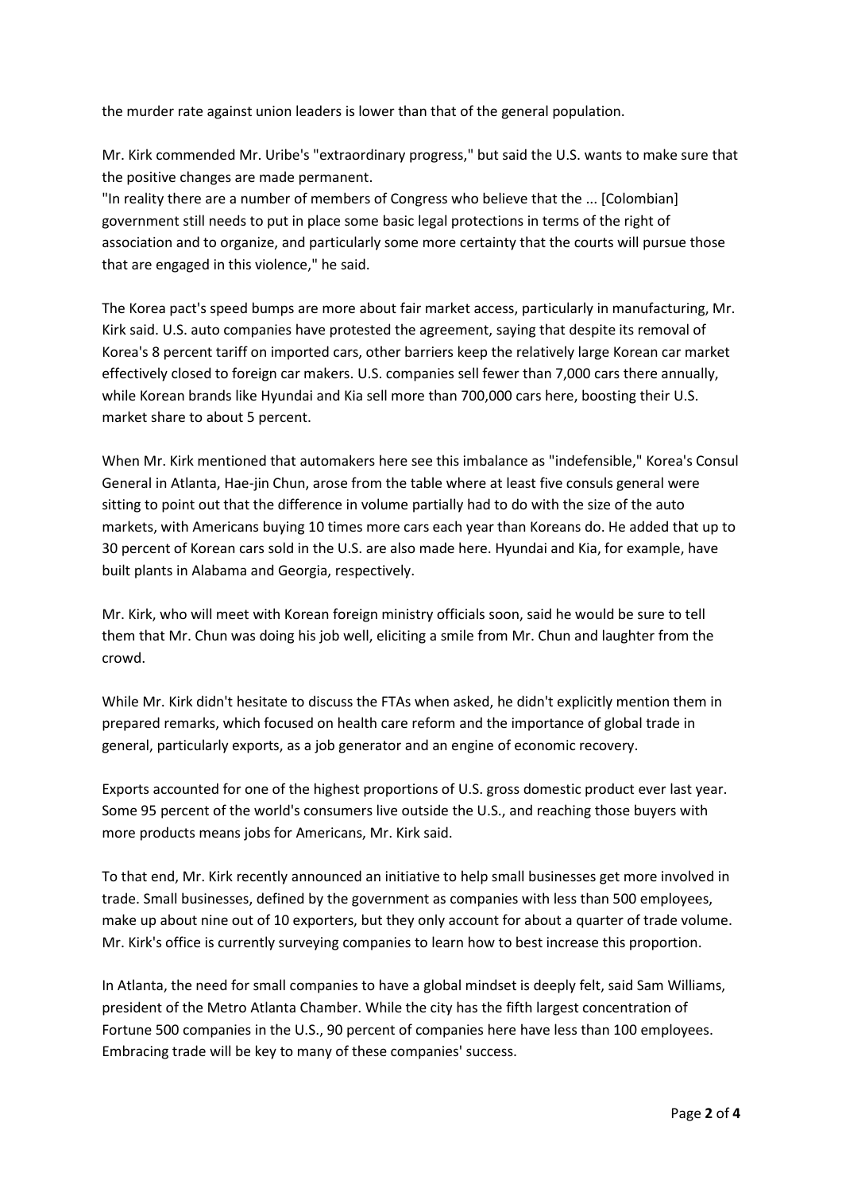the murder rate against union leaders is lower than that of the general population.

Mr. Kirk commended Mr. Uribe's "extraordinary progress," but said the U.S. wants to make sure that the positive changes are made permanent.
"In reality there are a number of members of Congress who believe that the ... [Colombian] government still needs to put in place some basic legal protections in terms of the right of association and to organize, and particularly some more certainty that the courts will pursue those that are engaged in this violence," he said.

The Korea pact's speed bumps are more about fair market access, particularly in manufacturing, Mr. Kirk said. U.S. auto companies have protested the agreement, saying that despite its removal of Korea's 8 percent tariff on imported cars, other barriers keep the relatively large Korean car market effectively closed to foreign car makers. U.S. companies sell fewer than 7,000 cars there annually, while Korean brands like Hyundai and Kia sell more than 700,000 cars here, boosting their U.S. market share to about 5 percent.

When Mr. Kirk mentioned that automakers here see this imbalance as "indefensible," Korea's Consul General in Atlanta, Hae-jin Chun, arose from the table where at least five consuls general were sitting to point out that the difference in volume partially had to do with the size of the auto markets, with Americans buying 10 times more cars each year than Koreans do. He added that up to 30 percent of Korean cars sold in the U.S. are also made here. Hyundai and Kia, for example, have built plants in Alabama and Georgia, respectively.

Mr. Kirk, who will meet with Korean foreign ministry officials soon, said he would be sure to tell them that Mr. Chun was doing his job well, eliciting a smile from Mr. Chun and laughter from the crowd.

While Mr. Kirk didn't hesitate to discuss the FTAs when asked, he didn't explicitly mention them in prepared remarks, which focused on health care reform and the importance of global trade in general, particularly exports, as a job generator and an engine of economic recovery.

Exports accounted for one of the highest proportions of U.S. gross domestic product ever last year. Some 95 percent of the world's consumers live outside the U.S., and reaching those buyers with more products means jobs for Americans, Mr. Kirk said.

To that end, Mr. Kirk recently announced an initiative to help small businesses get more involved in trade. Small businesses, defined by the government as companies with less than 500 employees, make up about nine out of 10 exporters, but they only account for about a quarter of trade volume. Mr. Kirk's office is currently surveying companies to learn how to best increase this proportion.

In Atlanta, the need for small companies to have a global mindset is deeply felt, said Sam Williams, president of the Metro Atlanta Chamber. While the city has the fifth largest concentration of Fortune 500 companies in the U.S., 90 percent of companies here have less than 100 employees. Embracing trade will be key to many of these companies' success.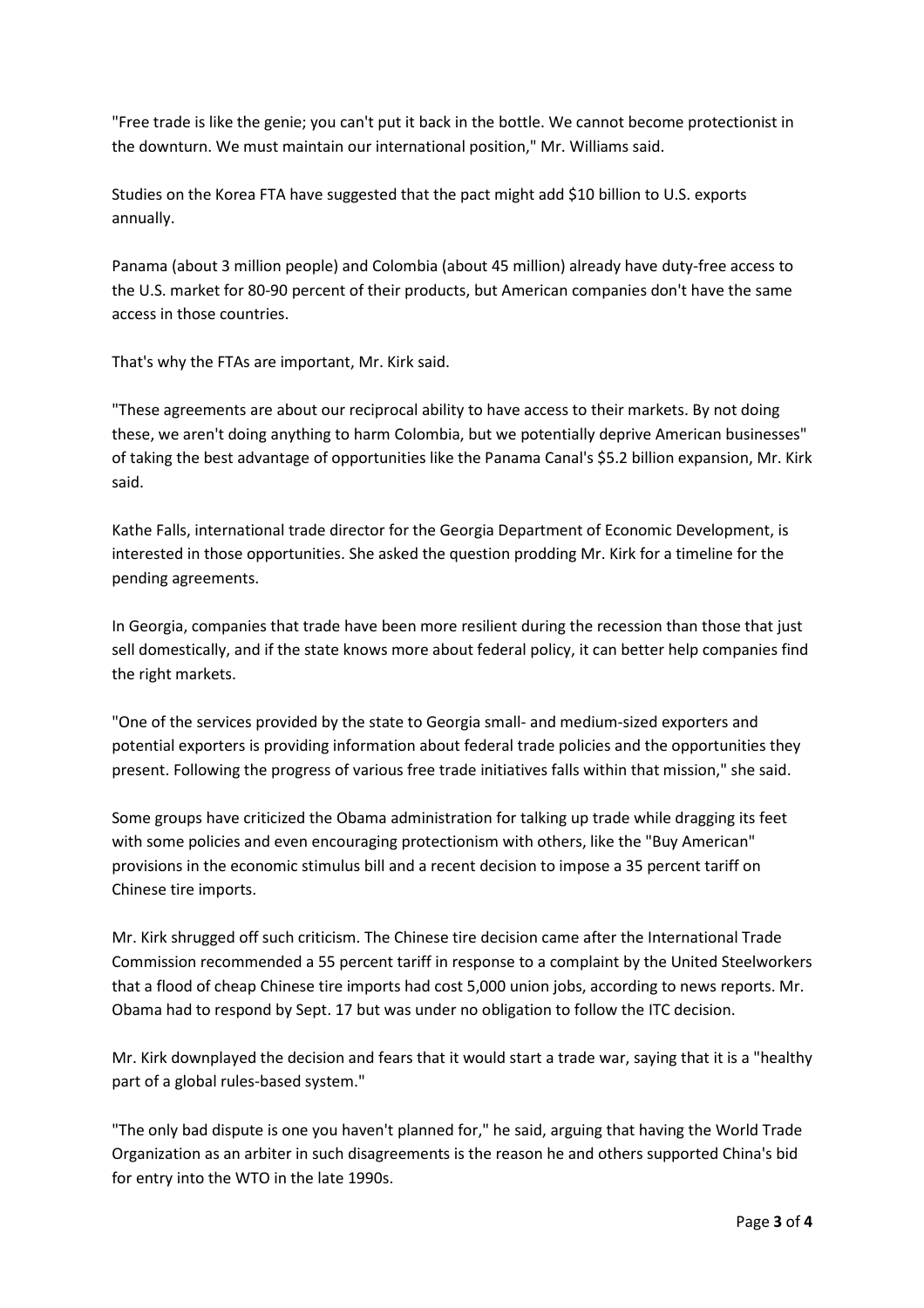"Free trade is like the genie; you can't put it back in the bottle. We cannot become protectionist in the downturn. We must maintain our international position," Mr. Williams said.

Studies on the Korea FTA have suggested that the pact might add $10 billion to U.S. exports annually.

Panama (about 3 million people) and Colombia (about 45 million) already have duty-free access to the U.S. market for 80-90 percent of their products, but American companies don't have the same access in those countries.

That's why the FTAs are important, Mr. Kirk said.

"These agreements are about our reciprocal ability to have access to their markets. By not doing these, we aren't doing anything to harm Colombia, but we potentially deprive American businesses" of taking the best advantage of opportunities like the Panama Canal's $5.2 billion expansion, Mr. Kirk said.

Kathe Falls, international trade director for the Georgia Department of Economic Development, is interested in those opportunities. She asked the question prodding Mr. Kirk for a timeline for the pending agreements.

In Georgia, companies that trade have been more resilient during the recession than those that just sell domestically, and if the state knows more about federal policy, it can better help companies find the right markets.

"One of the services provided by the state to Georgia small- and medium-sized exporters and potential exporters is providing information about federal trade policies and the opportunities they present. Following the progress of various free trade initiatives falls within that mission," she said.

Some groups have criticized the Obama administration for talking up trade while dragging its feet with some policies and even encouraging protectionism with others, like the "Buy American" provisions in the economic stimulus bill and a recent decision to impose a 35 percent tariff on Chinese tire imports.

Mr. Kirk shrugged off such criticism. The Chinese tire decision came after the International Trade Commission recommended a 55 percent tariff in response to a complaint by the United Steelworkers that a flood of cheap Chinese tire imports had cost 5,000 union jobs, according to news reports. Mr. Obama had to respond by Sept. 17 but was under no obligation to follow the ITC decision.

Mr. Kirk downplayed the decision and fears that it would start a trade war, saying that it is a "healthy part of a global rules-based system."

"The only bad dispute is one you haven't planned for," he said, arguing that having the World Trade Organization as an arbiter in such disagreements is the reason he and others supported China's bid for entry into the WTO in the late 1990s.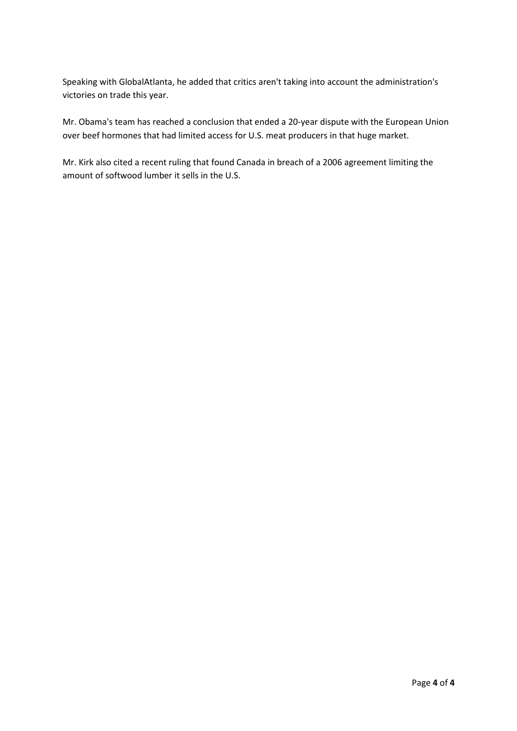Speaking with GlobalAtlanta, he added that critics aren't taking into account the administration's victories on trade this year.

Mr. Obama's team has reached a conclusion that ended a 20-year dispute with the European Union over beef hormones that had limited access for U.S. meat producers in that huge market.

Mr. Kirk also cited a recent ruling that found Canada in breach of a 2006 agreement limiting the amount of softwood lumber it sells in the U.S.